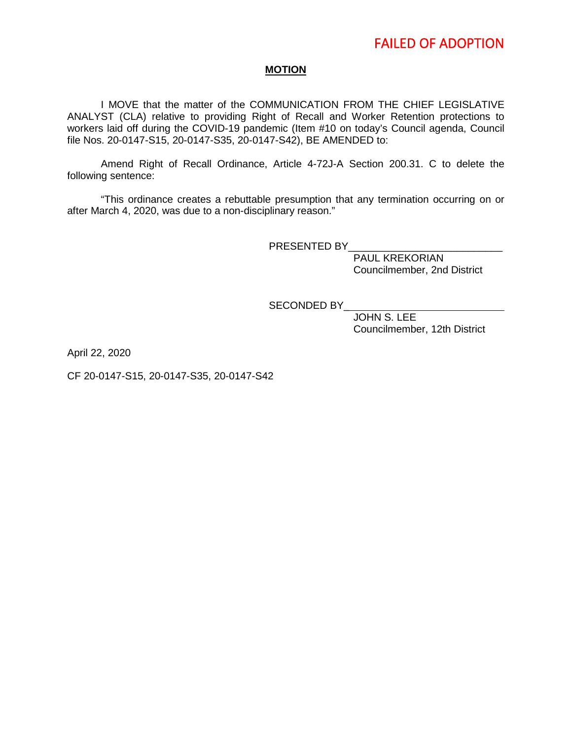FAILED OF ADOPTION

**MOTION**

I MOVE that the matter of the COMMUNICATION FROM THE CHIEF LEGISLATIVE ANALYST (CLA) relative to providing Right of Recall and Worker Retention protections to workers laid off during the COVID-19 pandemic (Item #10 on today's Council agenda, Council file Nos. 20-0147-S15, 20-0147-S35, 20-0147-S42), BE AMENDED to:

Amend Right of Recall Ordinance, Article 4-72J-A Section 200.31. C to delete the following sentence:

"This ordinance creates a rebuttable presumption that any termination occurring on or after March 4, 2020, was due to a non-disciplinary reason."

PRESENTED BY\_\_\_\_\_\_\_\_\_\_\_\_\_\_\_\_\_\_\_\_\_\_\_\_\_\_\_
PAUL KREKORIAN
Councilmember, 2nd District

SECONDED BY\_\_\_\_\_\_\_\_\_\_\_\_\_\_\_\_\_\_\_\_\_\_\_\_\_\_\_
JOHN S. LEE
Councilmember, 12th District

April 22, 2020

CF 20-0147-S15, 20-0147-S35, 20-0147-S42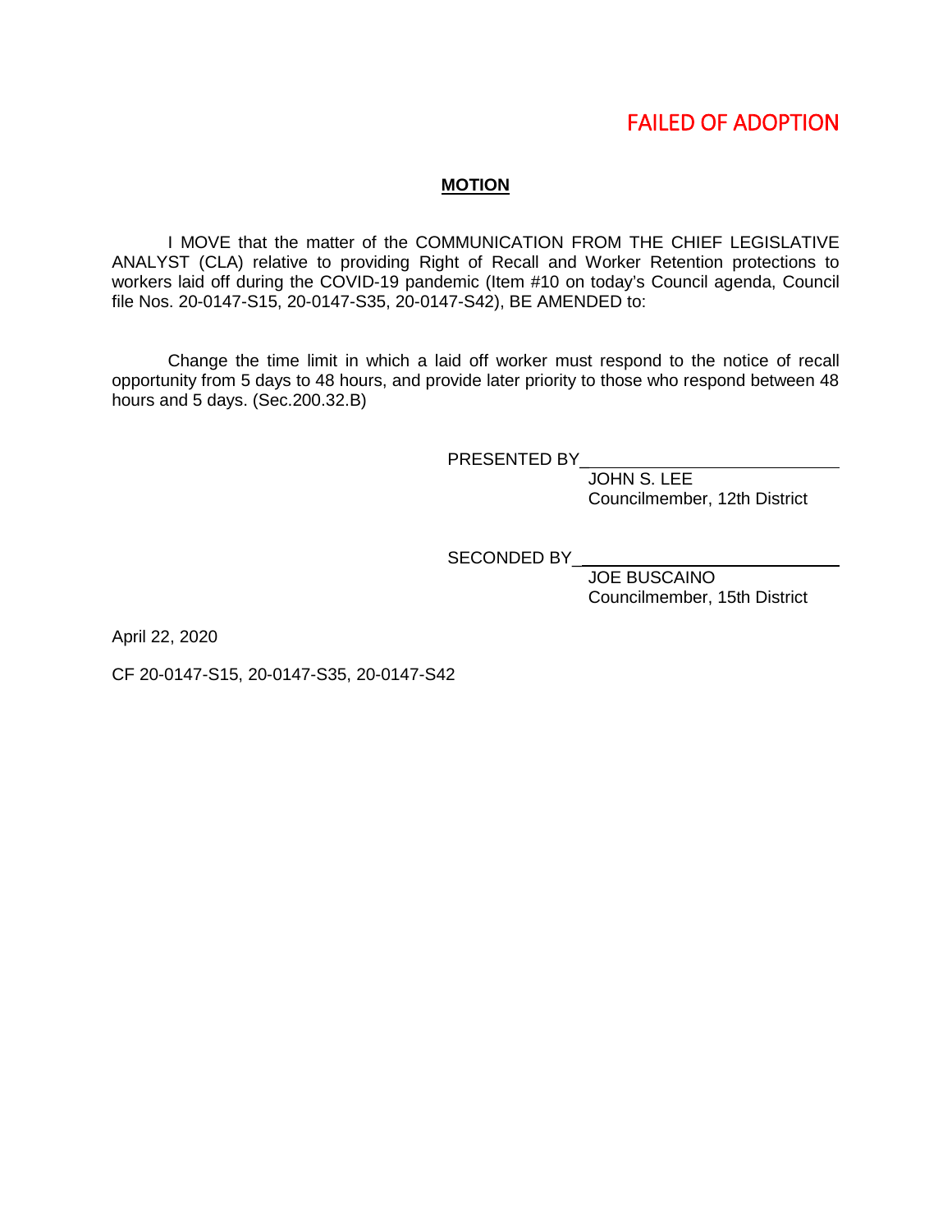FAILED OF ADOPTION

**MOTION**

I MOVE that the matter of the COMMUNICATION FROM THE CHIEF LEGISLATIVE ANALYST (CLA) relative to providing Right of Recall and Worker Retention protections to workers laid off during the COVID-19 pandemic (Item #10 on today's Council agenda, Council file Nos. 20-0147-S15, 20-0147-S35, 20-0147-S42), BE AMENDED to:

Change the time limit in which a laid off worker must respond to the notice of recall opportunity from 5 days to 48 hours, and provide later priority to those who respond between 48 hours and 5 days. (Sec.200.32.B)

PRESENTED BY\_\_\_\_\_\_\_\_\_\_\_\_\_\_\_\_\_\_\_\_\_\_\_\_\_\_\_\_
JOHN S. LEE
Councilmember, 12th District

SECONDED BY\_\_\_\_\_\_\_\_\_\_\_\_\_\_\_\_\_\_\_\_\_\_\_\_\_\_\_\_
JOE BUSCAINO
Councilmember, 15th District

April 22, 2020

CF 20-0147-S15, 20-0147-S35, 20-0147-S42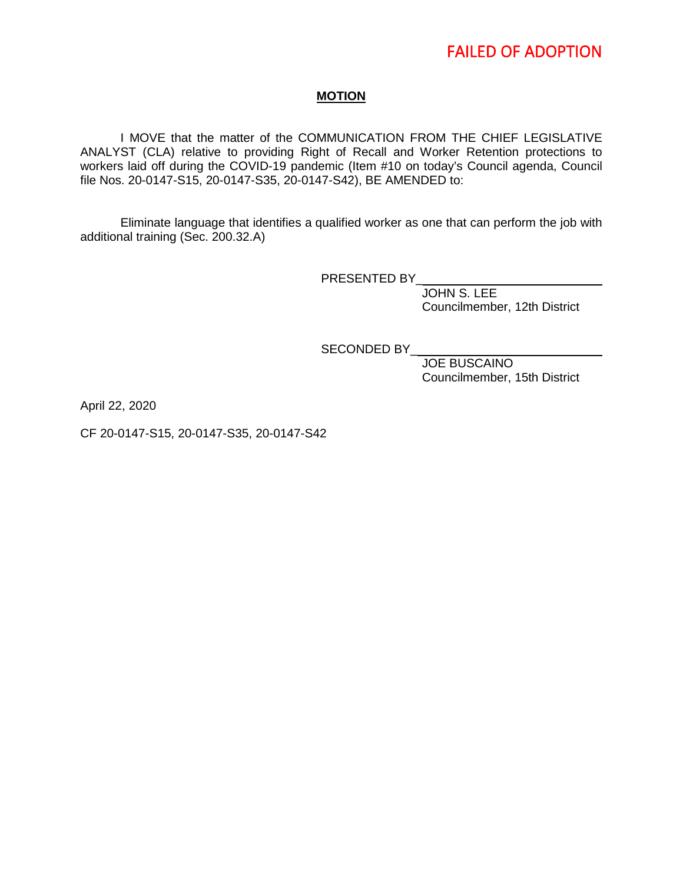FAILED OF ADOPTION

**MOTION**

I MOVE that the matter of the COMMUNICATION FROM THE CHIEF LEGISLATIVE ANALYST (CLA) relative to providing Right of Recall and Worker Retention protections to workers laid off during the COVID-19 pandemic (Item #10 on today's Council agenda, Council file Nos. 20-0147-S15, 20-0147-S35, 20-0147-S42), BE AMENDED to:

Eliminate language that identifies a qualified worker as one that can perform the job with additional training (Sec. 200.32.A)

PRESENTED BY\_\_\_\_\_\_\_\_\_\_\_\_\_\_\_\_\_\_\_\_\_\_\_\_\_\_\_\_
JOHN S. LEE
Councilmember, 12th District

SECONDED BY\_\_\_\_\_\_\_\_\_\_\_\_\_\_\_\_\_\_\_\_\_\_\_\_\_\_\_\_
JOE BUSCAINO
Councilmember, 15th District

April 22, 2020

CF 20-0147-S15, 20-0147-S35, 20-0147-S42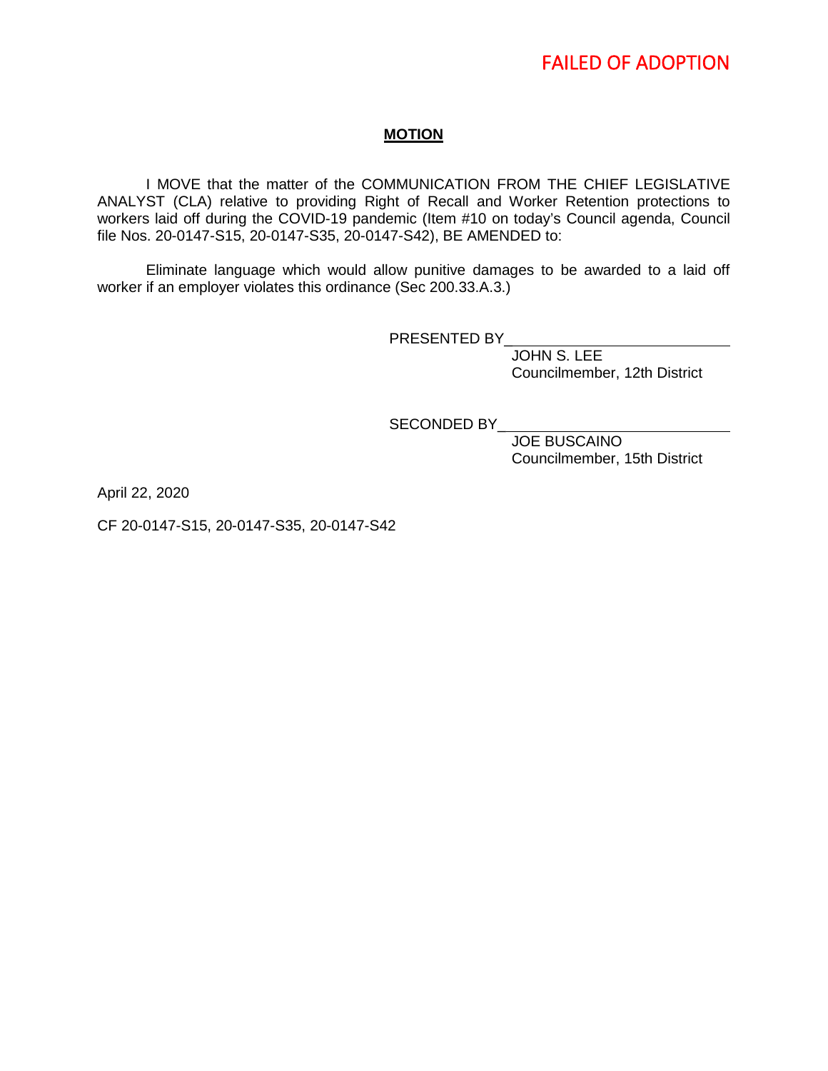FAILED OF ADOPTION

**MOTION**

I MOVE that the matter of the COMMUNICATION FROM THE CHIEF LEGISLATIVE ANALYST (CLA) relative to providing Right of Recall and Worker Retention protections to workers laid off during the COVID-19 pandemic (Item #10 on today's Council agenda, Council file Nos. 20-0147-S15, 20-0147-S35, 20-0147-S42), BE AMENDED to:

Eliminate language which would allow punitive damages to be awarded to a laid off worker if an employer violates this ordinance (Sec 200.33.A.3.)

PRESENTED BY\_\_\_\_\_\_\_\_\_\_\_\_\_\_\_\_\_\_\_\_\_\_\_\_\_\_\_\_
JOHN S. LEE
Councilmember, 12th District

SECONDED BY\_\_\_\_\_\_\_\_\_\_\_\_\_\_\_\_\_\_\_\_\_\_\_\_\_\_\_\_
JOE BUSCAINO
Councilmember, 15th District

April 22, 2020

CF 20-0147-S15, 20-0147-S35, 20-0147-S42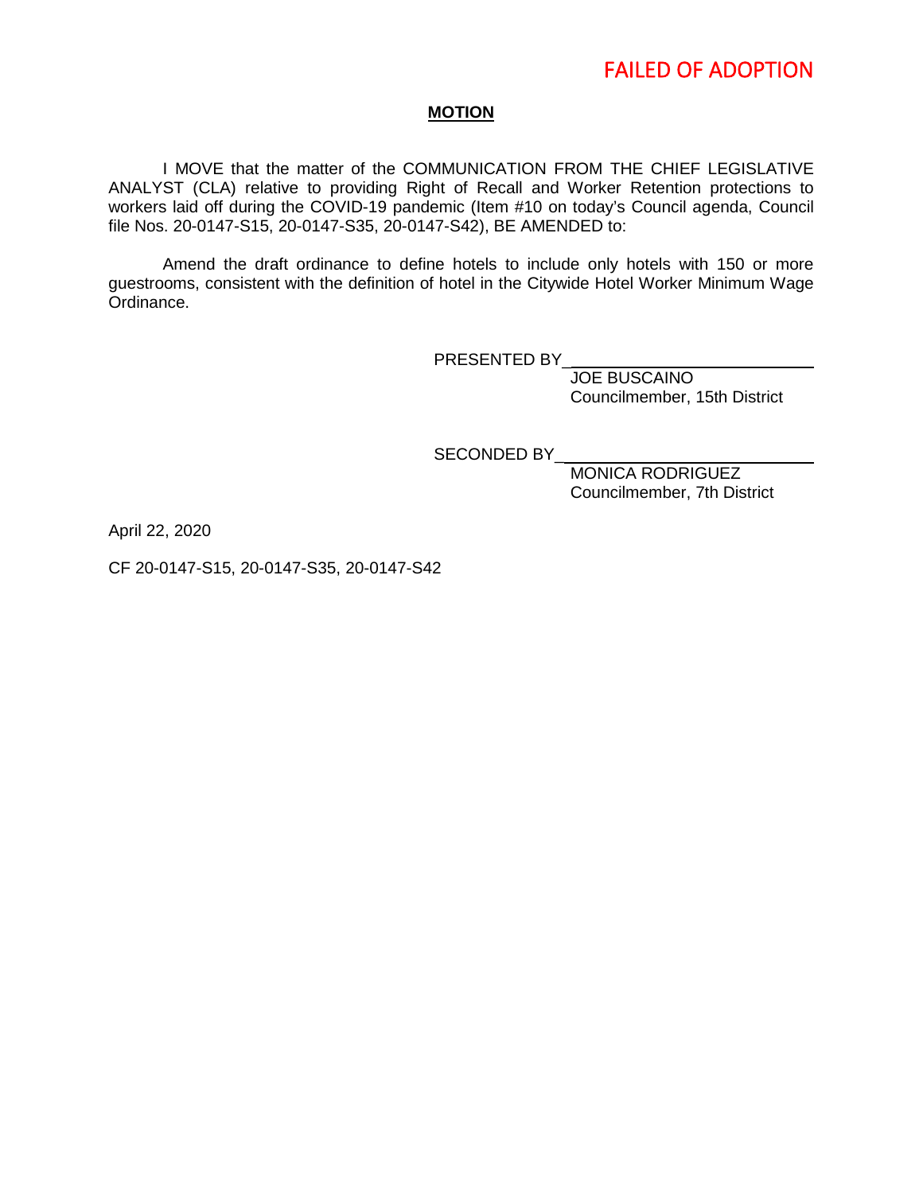FAILED OF ADOPTION

**MOTION**

I MOVE that the matter of the COMMUNICATION FROM THE CHIEF LEGISLATIVE ANALYST (CLA) relative to providing Right of Recall and Worker Retention protections to workers laid off during the COVID-19 pandemic (Item #10 on today's Council agenda, Council file Nos. 20-0147-S15, 20-0147-S35, 20-0147-S42), BE AMENDED to:

Amend the draft ordinance to define hotels to include only hotels with 150 or more guestrooms, consistent with the definition of hotel in the Citywide Hotel Worker Minimum Wage Ordinance.

PRESENTED BY\_\_\_\_\_\_\_\_\_\_\_\_\_\_\_\_\_\_\_\_\_\_\_\_\_\_\_\_
JOE BUSCAINO
Councilmember, 15th District

SECONDED BY\_\_\_\_\_\_\_\_\_\_\_\_\_\_\_\_\_\_\_\_\_\_\_\_\_\_\_\_
MONICA RODRIGUEZ
Councilmember, 7th District

April 22, 2020

CF 20-0147-S15, 20-0147-S35, 20-0147-S42